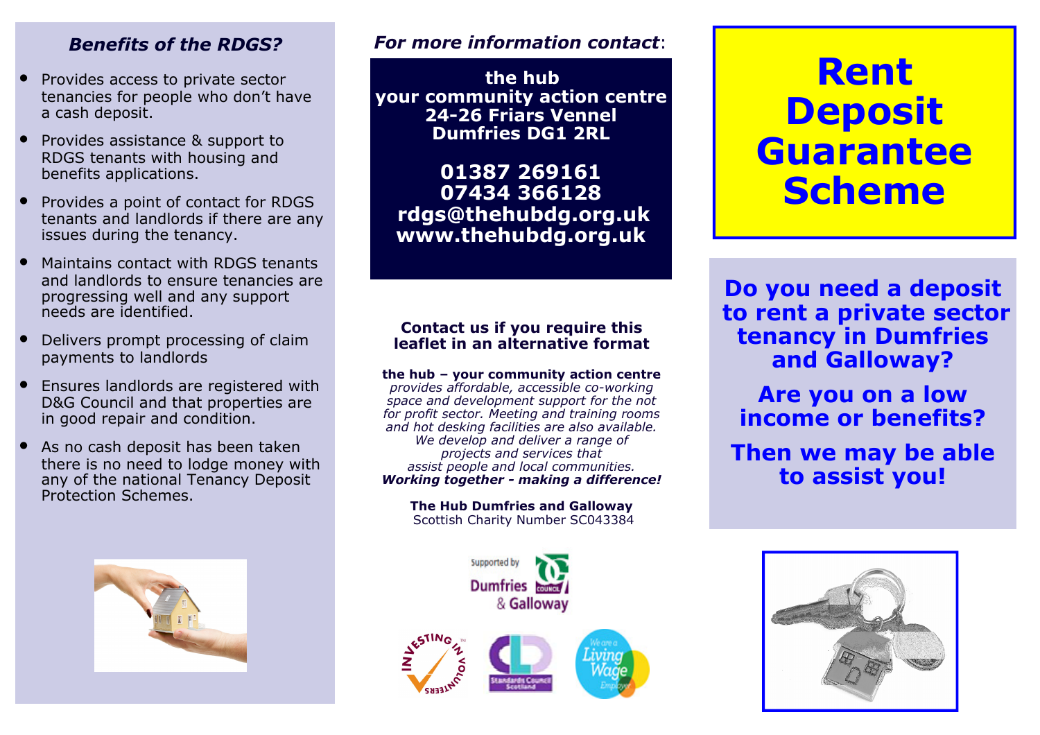### *Benefits of the RDGS?*

- Provides access to private sector tenancies for people who don't have a cash deposit.
- Provides assistance & support to RDGS tenants with housing and benefits applications.
- Provides a point of contact for RDGS tenants and landlords if there are any issues during the tenancy.
- Maintains contact with RDGS tenants and landlords to ensure tenancies are progressing well and any support needs are identified.
- Delivers prompt processing of claim payments to landlords
- Ensures landlords are registered with D&G Council and that properties are in good repair and condition.
- As no cash deposit has been taken there is no need to lodge money with any of the national Tenancy Deposit Protection Schemes.

***For more information contact*:**

**the hub**
**your community action centre**
**24-26 Friars Vennel**
**Dumfries DG1 2RL**

**01387 269161**
**07434 366128**
**rdgs@thehubdg.org.uk**
**www.thehubdg.org.uk**

**Contact us if you require this leaflet in an alternative format**

**the hub – your community action centre** *provides affordable, accessible co-working space and development support for the not for profit sector. Meeting and training rooms and hot desking facilities are also available. We develop and deliver a range of projects and services that assist people and local communities.*
***Working together - making a difference!***

**The Hub Dumfries and Galloway**
Scottish Charity Number SC043384

Supported by Dumfries & Galloway Council

# Rent Deposit Guarantee Scheme

**Do you need a deposit to rent a private sector tenancy in Dumfries and Galloway?**

**Are you on a low income or benefits?**

**Then we may be able to assist you!**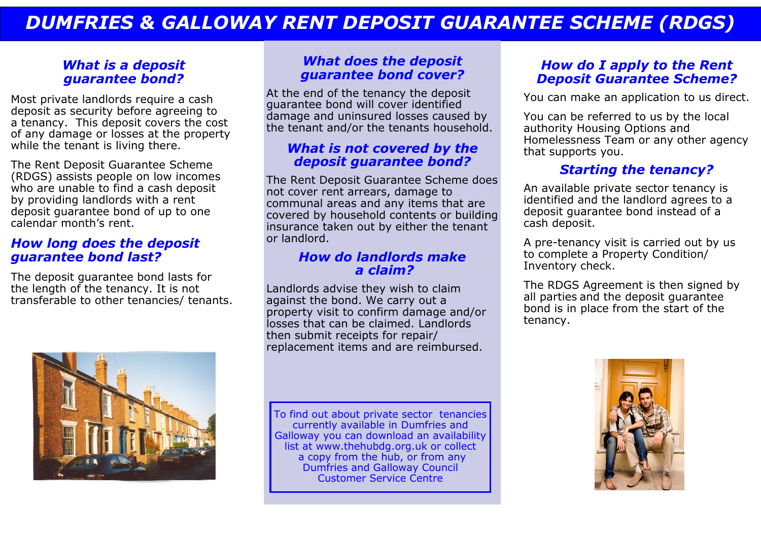# DUMFRIES & GALLOWAY RENT DEPOSIT GUARANTEE SCHEME (RDGS)

## *What is a deposit guarantee bond?*

Most private landlords require a cash deposit as security before agreeing to a tenancy. This deposit covers the cost of any damage or losses at the property while the tenant is living there.

The Rent Deposit Guarantee Scheme (RDGS) assists people on low incomes who are unable to find a cash deposit by providing landlords with a rent deposit guarantee bond of up to one calendar month's rent.

## *How long does the deposit guarantee bond last?*

The deposit guarantee bond lasts for the length of the tenancy. It is not transferable to other tenancies/ tenants.

## *What does the deposit guarantee bond cover?*

At the end of the tenancy the deposit guarantee bond will cover identified damage and uninsured losses caused by the tenant and/or the tenants household.

## *What is not covered by the deposit guarantee bond?*

The Rent Deposit Guarantee Scheme does not cover rent arrears, damage to communal areas and any items that are covered by household contents or building insurance taken out by either the tenant or landlord.

## *How do landlords make a claim?*

Landlords advise they wish to claim against the bond. We carry out a property visit to confirm damage and/or losses that can be claimed. Landlords then submit receipts for repair/ replacement items and are reimbursed.

To find out about private sector tenancies currently available in Dumfries and Galloway you can download an availability list at www.thehubdg.org.uk or collect a copy from the hub, or from any Dumfries and Galloway Council Customer Service Centre

## *How do I apply to the Rent Deposit Guarantee Scheme?*

You can make an application to us direct.

You can be referred to us by the local authority Housing Options and Homelessness Team or any other agency that supports you.

## *Starting the tenancy?*

An available private sector tenancy is identified and the landlord agrees to a deposit guarantee bond instead of a cash deposit.

A pre-tenancy visit is carried out by us to complete a Property Condition/ Inventory check.

The RDGS Agreement is then signed by all parties and the deposit guarantee bond is in place from the start of the tenancy.